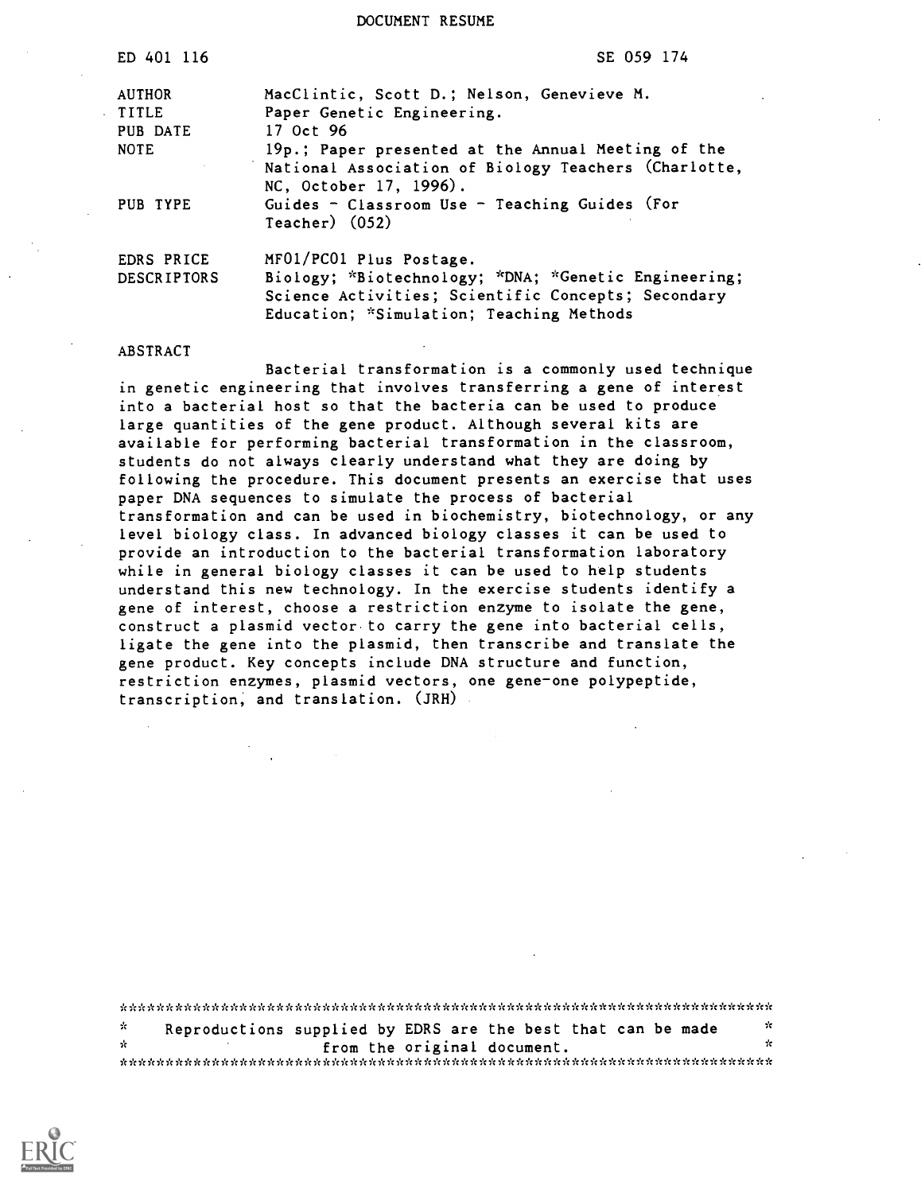DOCUMENT RESUME

| | |
|---|---|
| ED 401 116 | SE 059 174 |
| AUTHOR | MacClintic, Scott D.; Nelson, Genevieve M. |
| TITLE | Paper Genetic Engineering. |
| PUB DATE | 17 Oct 96 |
| NOTE | 19p.; Paper presented at the Annual Meeting of the National Association of Biology Teachers (Charlotte, NC, October 17, 1996). |
| PUB TYPE | Guides - Classroom Use - Teaching Guides (For Teacher) (052) |
| EDRS PRICE | MF01/PC01 Plus Postage. |
| DESCRIPTORS | Biology; *Biotechnology; *DNA; *Genetic Engineering; Science Activities; Scientific Concepts; Secondary Education; *Simulation; Teaching Methods |

ABSTRACT

Bacterial transformation is a commonly used technique in genetic engineering that involves transferring a gene of interest into a bacterial host so that the bacteria can be used to produce large quantities of the gene product. Although several kits are available for performing bacterial transformation in the classroom, students do not always clearly understand what they are doing by following the procedure. This document presents an exercise that uses paper DNA sequences to simulate the process of bacterial transformation and can be used in biochemistry, biotechnology, or any level biology class. In advanced biology classes it can be used to provide an introduction to the bacterial transformation laboratory while in general biology classes it can be used to help students understand this new technology. In the exercise students identify a gene of interest, choose a restriction enzyme to isolate the gene, construct a plasmid vector to carry the gene into bacterial cells, ligate the gene into the plasmid, then transcribe and translate the gene product. Key concepts include DNA structure and function, restriction enzymes, plasmid vectors, one gene-one polypeptide, transcription, and translation. (JRH)

***********************************************************************
* Reproductions supplied by EDRS are the best that can be made *
* from the original document. *
***********************************************************************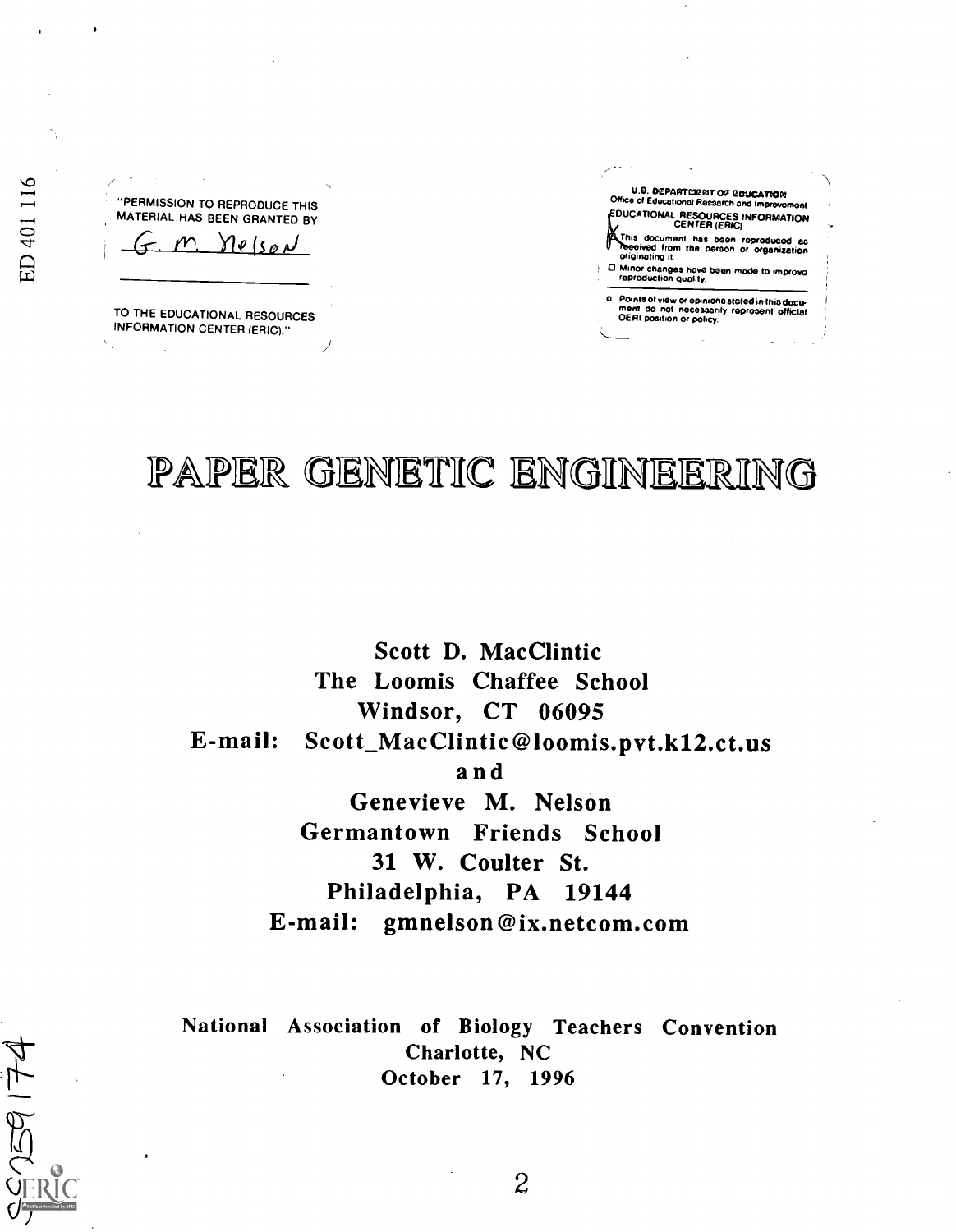ED 401 116

"PERMISSION TO REPRODUCE THIS MATERIAL HAS BEEN GRANTED BY

G. M. Nelson

TO THE EDUCATIONAL RESOURCES INFORMATION CENTER (ERIC)."

U.S. DEPARTMENT OF EDUCATION
Office of Educational Research and Improvement
EDUCATIONAL RESOURCES INFORMATION CENTER (ERIC)

- [x] This document has been reproduced as received from the person or organization originating it.
- [ ] Minor changes have been made to improve reproduction quality.

- Points of view or opinions stated in this document do not necessarily represent official OERI position or policy.

# PAPER GENETIC ENGINEERING

Scott D. MacClintic
The Loomis Chaffee School
Windsor, CT 06095
E-mail: Scott_MacClintic@loomis.pvt.k12.ct.us

and

Genevieve M. Nelson
Germantown Friends School
31 W. Coulter St.
Philadelphia, PA 19144
E-mail: gmnelson@ix.netcom.com

National Association of Biology Teachers Convention
Charlotte, NC
October 17, 1996

SE059174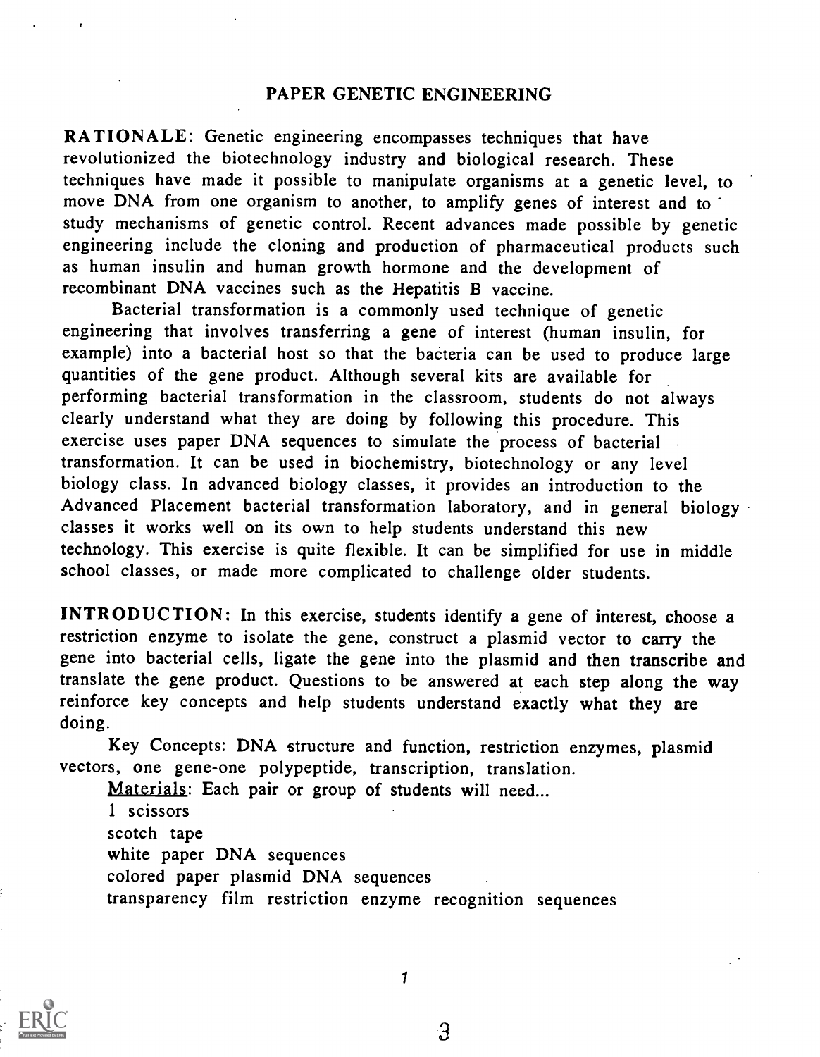# PAPER GENETIC ENGINEERING

**RATIONALE:** Genetic engineering encompasses techniques that have revolutionized the biotechnology industry and biological research. These techniques have made it possible to manipulate organisms at a genetic level, to move DNA from one organism to another, to amplify genes of interest and to study mechanisms of genetic control. Recent advances made possible by genetic engineering include the cloning and production of pharmaceutical products such as human insulin and human growth hormone and the development of recombinant DNA vaccines such as the Hepatitis B vaccine.

Bacterial transformation is a commonly used technique of genetic engineering that involves transferring a gene of interest (human insulin, for example) into a bacterial host so that the bacteria can be used to produce large quantities of the gene product. Although several kits are available for performing bacterial transformation in the classroom, students do not always clearly understand what they are doing by following this procedure. This exercise uses paper DNA sequences to simulate the process of bacterial transformation. It can be used in biochemistry, biotechnology or any level biology class. In advanced biology classes, it provides an introduction to the Advanced Placement bacterial transformation laboratory, and in general biology classes it works well on its own to help students understand this new technology. This exercise is quite flexible. It can be simplified for use in middle school classes, or made more complicated to challenge older students.

**INTRODUCTION:** In this exercise, students identify a gene of interest, choose a restriction enzyme to isolate the gene, construct a plasmid vector to carry the gene into bacterial cells, ligate the gene into the plasmid and then transcribe and translate the gene product. Questions to be answered at each step along the way reinforce key concepts and help students understand exactly what they are doing.

Key Concepts: DNA structure and function, restriction enzymes, plasmid vectors, one gene-one polypeptide, transcription, translation.

Materials: Each pair or group of students will need...

1 scissors
scotch tape
white paper DNA sequences
colored paper plasmid DNA sequences
transparency film restriction enzyme recognition sequences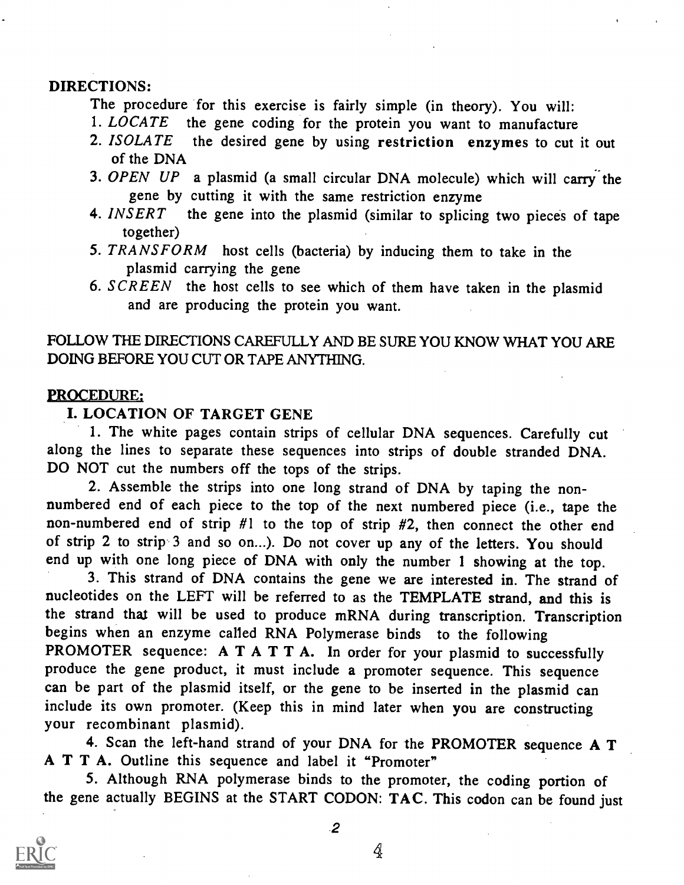**DIRECTIONS:**

The procedure for this exercise is fairly simple (in theory). You will:

1. *LOCATE* the gene coding for the protein you want to manufacture
2. *ISOLATE* the desired gene by using **restriction enzymes** to cut it out of the DNA
3. *OPEN UP* a plasmid (a small circular DNA molecule) which will carry the gene by cutting it with the same restriction enzyme
4. *INSERT* the gene into the plasmid (similar to splicing two pieces of tape together)
5. *TRANSFORM* host cells (bacteria) by inducing them to take in the plasmid carrying the gene
6. *SCREEN* the host cells to see which of them have taken in the plasmid and are producing the protein you want.

FOLLOW THE DIRECTIONS CAREFULLY AND BE SURE YOU KNOW WHAT YOU ARE DOING BEFORE YOU CUT OR TAPE ANYTHING.

## PROCEDURE:

### I. LOCATION OF TARGET GENE

1. The white pages contain strips of cellular DNA sequences. Carefully cut along the lines to separate these sequences into strips of double stranded DNA. DO NOT cut the numbers off the tops of the strips.

2. Assemble the strips into one long strand of DNA by taping the non-numbered end of each piece to the top of the next numbered piece (i.e., tape the non-numbered end of strip #1 to the top of strip #2, then connect the other end of strip 2 to strip 3 and so on...). Do not cover up any of the letters. You should end up with one long piece of DNA with only the number 1 showing at the top.

3. This strand of DNA contains the gene we are interested in. The strand of nucleotides on the LEFT will be referred to as the TEMPLATE strand, and this is the strand that will be used to produce mRNA during transcription. Transcription begins when an enzyme called RNA Polymerase binds to the following PROMOTER sequence: **A T A T T A.** In order for your plasmid to successfully produce the gene product, it must include a promoter sequence. This sequence can be part of the plasmid itself, or the gene to be inserted in the plasmid can include its own promoter. (Keep this in mind later when you are constructing your recombinant plasmid).

4. Scan the left-hand strand of your DNA for the PROMOTER sequence **A T A T T A.** Outline this sequence and label it "Promoter"

5. Although RNA polymerase binds to the promoter, the coding portion of the gene actually BEGINS at the START CODON: **TAC.** This codon can be found just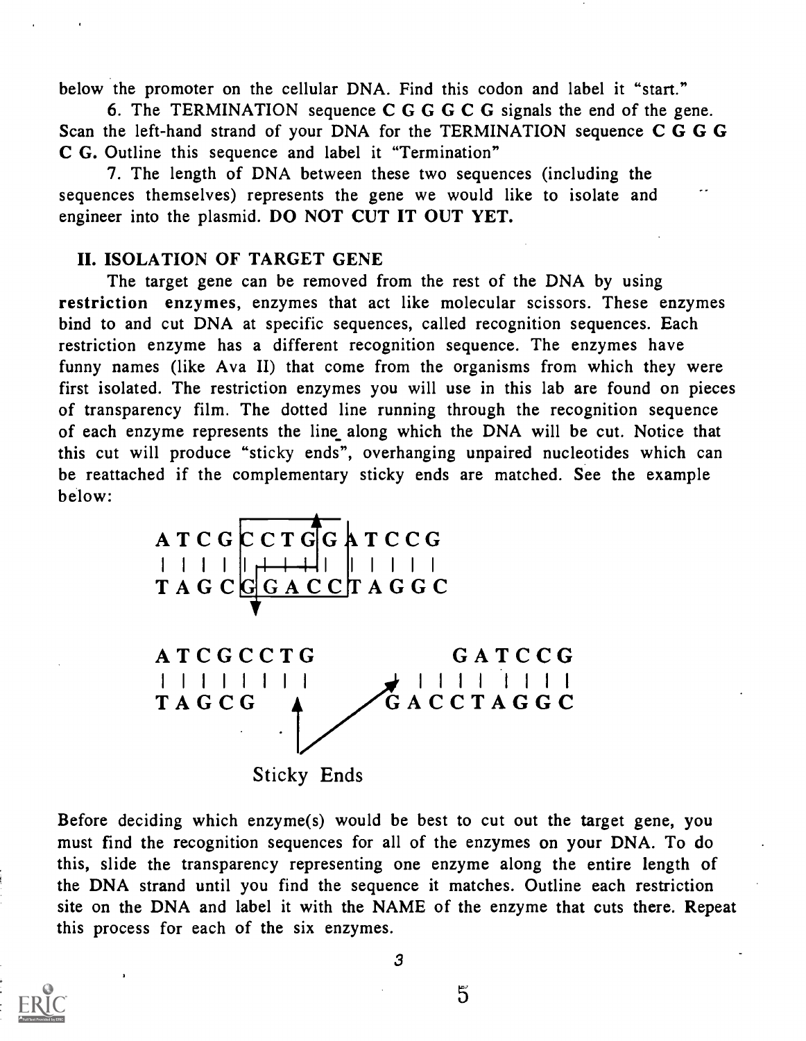below the promoter on the cellular DNA. Find this codon and label it "start."

6. The TERMINATION sequence **C G G G C G** signals the end of the gene. Scan the left-hand strand of your DNA for the TERMINATION sequence **C G G G C G.** Outline this sequence and label it "Termination"

7. The length of DNA between these two sequences (including the sequences themselves) represents the gene we would like to isolate and engineer into the plasmid. **DO NOT CUT IT OUT YET.**

## II. ISOLATION OF TARGET GENE

The target gene can be removed from the rest of the DNA by using **restriction enzymes**, enzymes that act like molecular scissors. These enzymes bind to and cut DNA at specific sequences, called recognition sequences. Each restriction enzyme has a different recognition sequence. The enzymes have funny names (like Ava II) that come from the organisms from which they were first isolated. The restriction enzymes you will use in this lab are found on pieces of transparency film. The dotted line running through the recognition sequence of each enzyme represents the line along which the DNA will be cut. Notice that this cut will produce "sticky ends", overhanging unpaired nucleotides which can be reattached if the complementary sticky ends are matched. See the example below:

```
ATCGCCTGGATCCG
||||||||||||||
TAGCGGACCTAGGC

ATCGCCTG          GATCCG
||||||||     |||||||||
TAGCG             GACCTAGGC

        Sticky Ends
```

Before deciding which enzyme(s) would be best to cut out the target gene, you must find the recognition sequences for all of the enzymes on your DNA. To do this, slide the transparency representing one enzyme along the entire length of the DNA strand until you find the sequence it matches. Outline each restriction site on the DNA and label it with the NAME of the enzyme that cuts there. Repeat this process for each of the six enzymes.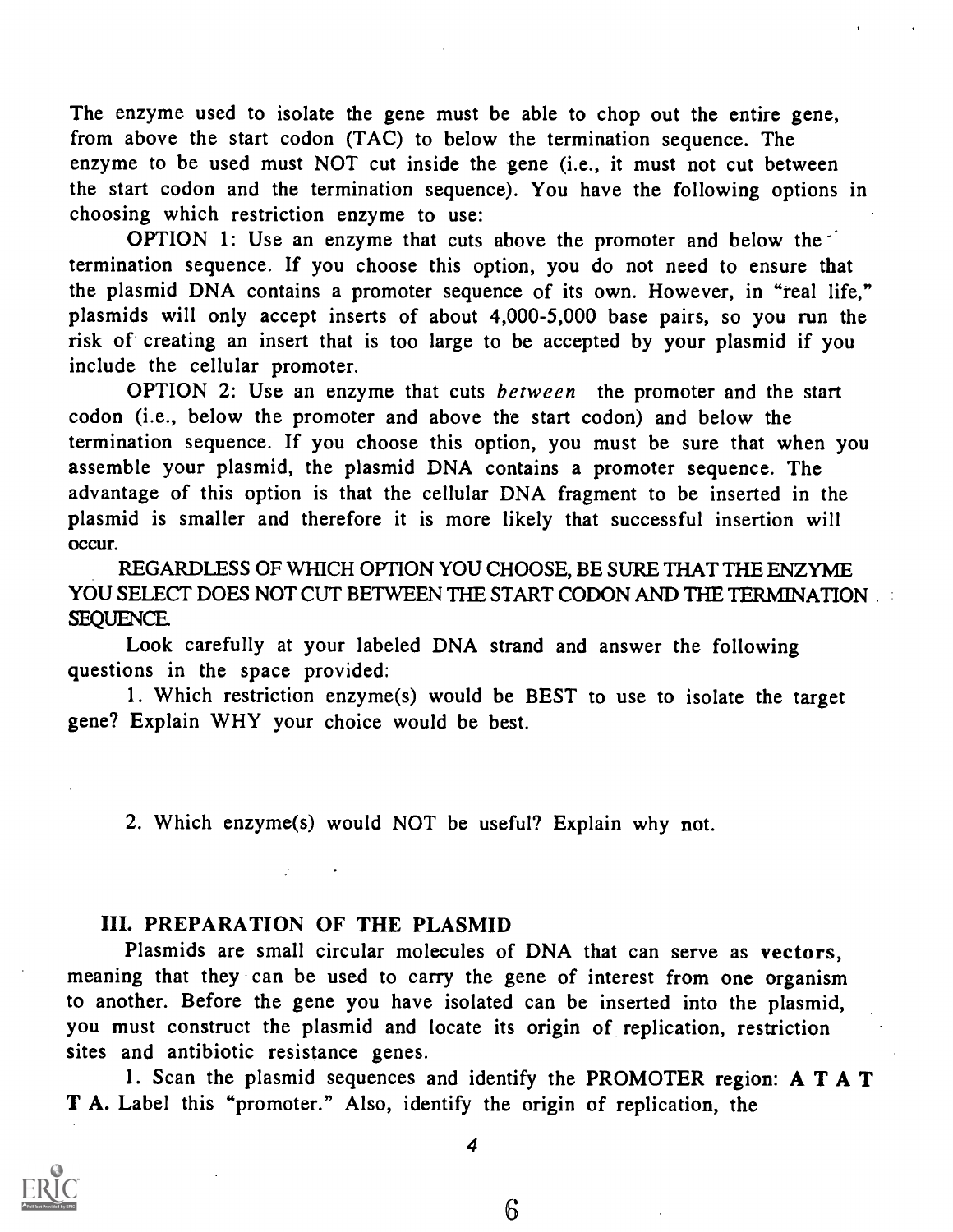The enzyme used to isolate the gene must be able to chop out the entire gene, from above the start codon (TAC) to below the termination sequence. The enzyme to be used must NOT cut inside the gene (i.e., it must not cut between the start codon and the termination sequence). You have the following options in choosing which restriction enzyme to use:

OPTION 1: Use an enzyme that cuts above the promoter and below the termination sequence. If you choose this option, you do not need to ensure that the plasmid DNA contains a promoter sequence of its own. However, in "real life," plasmids will only accept inserts of about 4,000-5,000 base pairs, so you run the risk of creating an insert that is too large to be accepted by your plasmid if you include the cellular promoter.

OPTION 2: Use an enzyme that cuts *between* the promoter and the start codon (i.e., below the promoter and above the start codon) and below the termination sequence. If you choose this option, you must be sure that when you assemble your plasmid, the plasmid DNA contains a promoter sequence. The advantage of this option is that the cellular DNA fragment to be inserted in the plasmid is smaller and therefore it is more likely that successful insertion will occur.

REGARDLESS OF WHICH OPTION YOU CHOOSE, BE SURE THAT THE ENZYME YOU SELECT DOES NOT CUT BETWEEN THE START CODON AND THE TERMINATION SEQUENCE.

Look carefully at your labeled DNA strand and answer the following questions in the space provided:

1. Which restriction enzyme(s) would be BEST to use to isolate the target gene? Explain WHY your choice would be best.

2. Which enzyme(s) would NOT be useful? Explain why not.

## III. PREPARATION OF THE PLASMID

Plasmids are small circular molecules of DNA that can serve as **vectors**, meaning that they can be used to carry the gene of interest from one organism to another. Before the gene you have isolated can be inserted into the plasmid, you must construct the plasmid and locate its origin of replication, restriction sites and antibiotic resistance genes.

1. Scan the plasmid sequences and identify the PROMOTER region: **A T A T T A**. Label this "promoter." Also, identify the origin of replication, the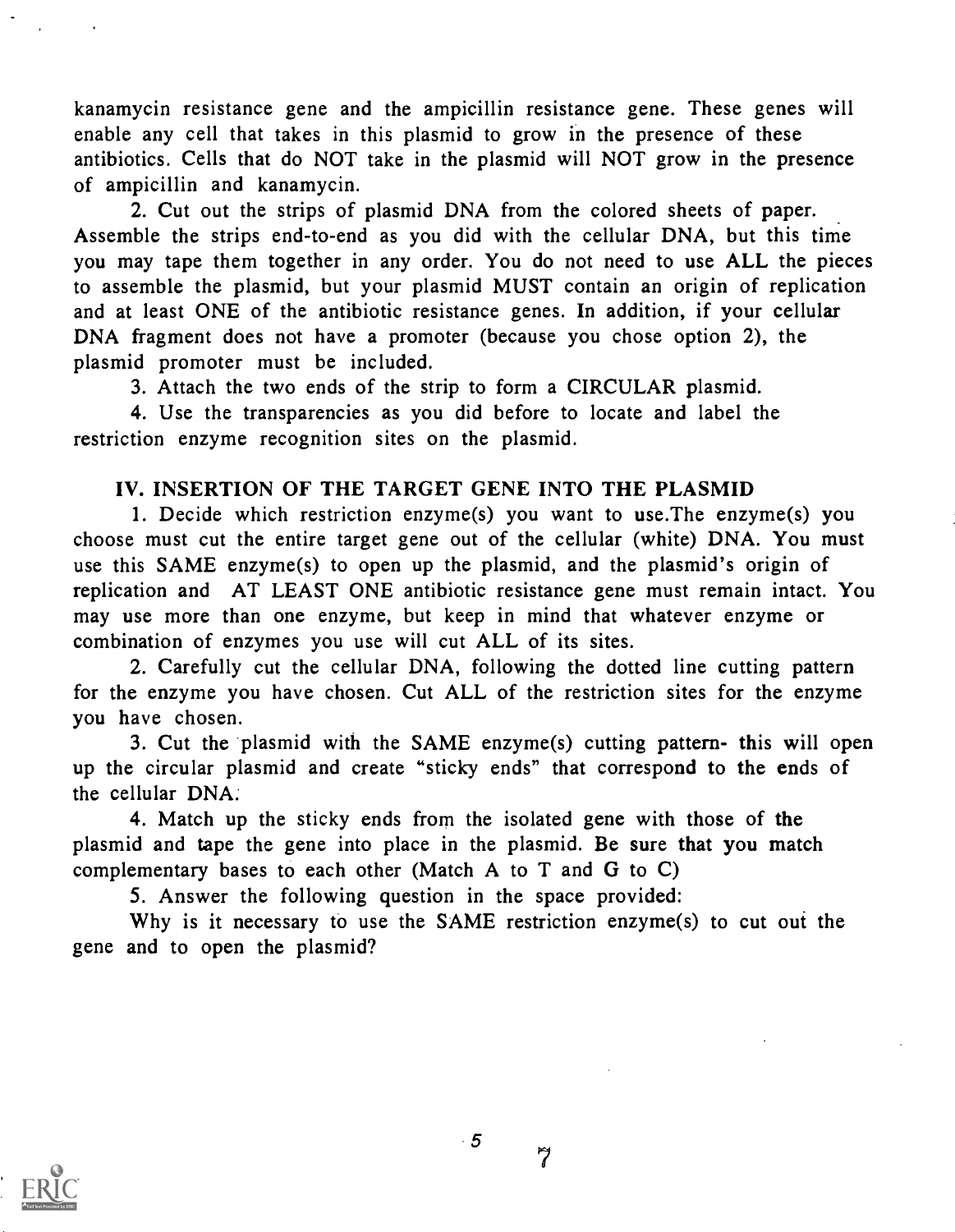kanamycin resistance gene and the ampicillin resistance gene. These genes will enable any cell that takes in this plasmid to grow in the presence of these antibiotics. Cells that do NOT take in the plasmid will NOT grow in the presence of ampicillin and kanamycin.

2. Cut out the strips of plasmid DNA from the colored sheets of paper. Assemble the strips end-to-end as you did with the cellular DNA, but this time you may tape them together in any order. You do not need to use ALL the pieces to assemble the plasmid, but your plasmid MUST contain an origin of replication and at least ONE of the antibiotic resistance genes. In addition, if your cellular DNA fragment does not have a promoter (because you chose option 2), the plasmid promoter must be included.

3. Attach the two ends of the strip to form a CIRCULAR plasmid.

4. Use the transparencies as you did before to locate and label the restriction enzyme recognition sites on the plasmid.

## IV. INSERTION OF THE TARGET GENE INTO THE PLASMID

1. Decide which restriction enzyme(s) you want to use.The enzyme(s) you choose must cut the entire target gene out of the cellular (white) DNA. You must use this SAME enzyme(s) to open up the plasmid, and the plasmid's origin of replication and AT LEAST ONE antibiotic resistance gene must remain intact. You may use more than one enzyme, but keep in mind that whatever enzyme or combination of enzymes you use will cut ALL of its sites.

2. Carefully cut the cellular DNA, following the dotted line cutting pattern for the enzyme you have chosen. Cut ALL of the restriction sites for the enzyme you have chosen.

3. Cut the plasmid with the SAME enzyme(s) cutting pattern- this will open up the circular plasmid and create "sticky ends" that correspond to the ends of the cellular DNA.

4. Match up the sticky ends from the isolated gene with those of the plasmid and tape the gene into place in the plasmid. Be sure that you match complementary bases to each other (Match A to T and G to C)

5. Answer the following question in the space provided:

Why is it necessary to use the SAME restriction enzyme(s) to cut out the gene and to open the plasmid?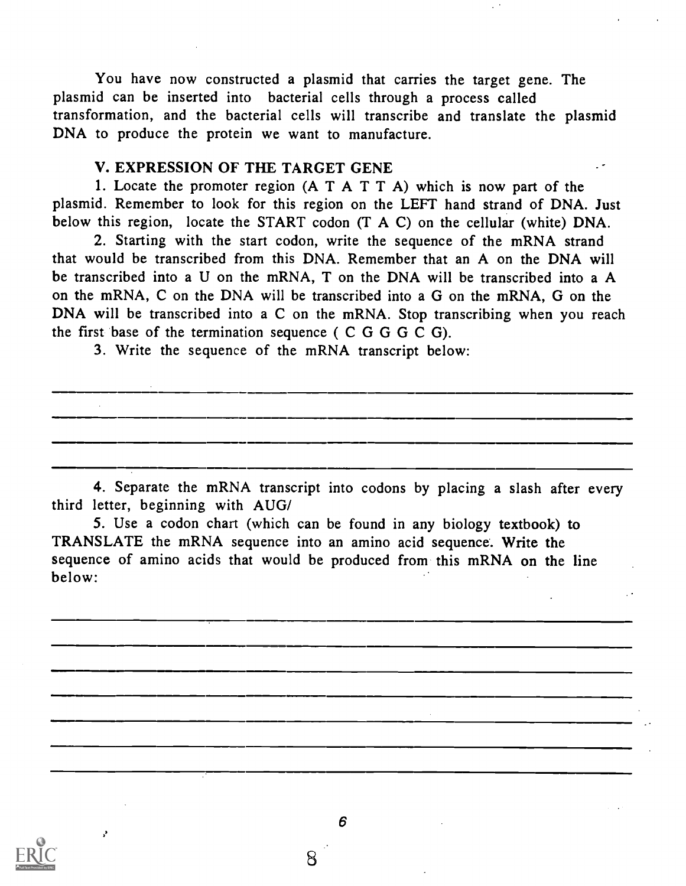You have now constructed a plasmid that carries the target gene. The plasmid can be inserted into bacterial cells through a process called transformation, and the bacterial cells will transcribe and translate the plasmid DNA to produce the protein we want to manufacture.

### V. EXPRESSION OF THE TARGET GENE

1. Locate the promoter region (A T A T T A) which is now part of the plasmid. Remember to look for this region on the LEFT hand strand of DNA. Just below this region, locate the START codon (T A C) on the cellular (white) DNA.

2. Starting with the start codon, write the sequence of the mRNA strand that would be transcribed from this DNA. Remember that an A on the DNA will be transcribed into a U on the mRNA, T on the DNA will be transcribed into a A on the mRNA, C on the DNA will be transcribed into a G on the mRNA, G on the DNA will be transcribed into a C on the mRNA. Stop transcribing when you reach the first base of the termination sequence ( C G G G C G).

3. Write the sequence of the mRNA transcript below:

______________________________________________________________________

______________________________________________________________________

______________________________________________________________________

______________________________________________________________________

4. Separate the mRNA transcript into codons by placing a slash after every third letter, beginning with AUG/

5. Use a codon chart (which can be found in any biology textbook) to TRANSLATE the mRNA sequence into an amino acid sequence. Write the sequence of amino acids that would be produced from this mRNA on the line below:

______________________________________________________________________

______________________________________________________________________

______________________________________________________________________

______________________________________________________________________

______________________________________________________________________

______________________________________________________________________

______________________________________________________________________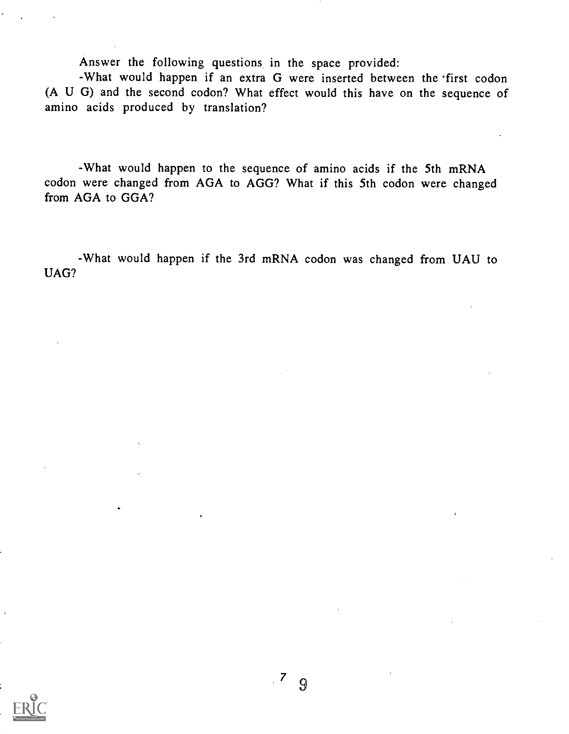Answer the following questions in the space provided:

-What would happen if an extra G were inserted between the first codon (A U G) and the second codon? What effect would this have on the sequence of amino acids produced by translation?

-What would happen to the sequence of amino acids if the 5th mRNA codon were changed from AGA to AGG? What if this 5th codon were changed from AGA to GGA?

-What would happen if the 3rd mRNA codon was changed from UAU to UAG?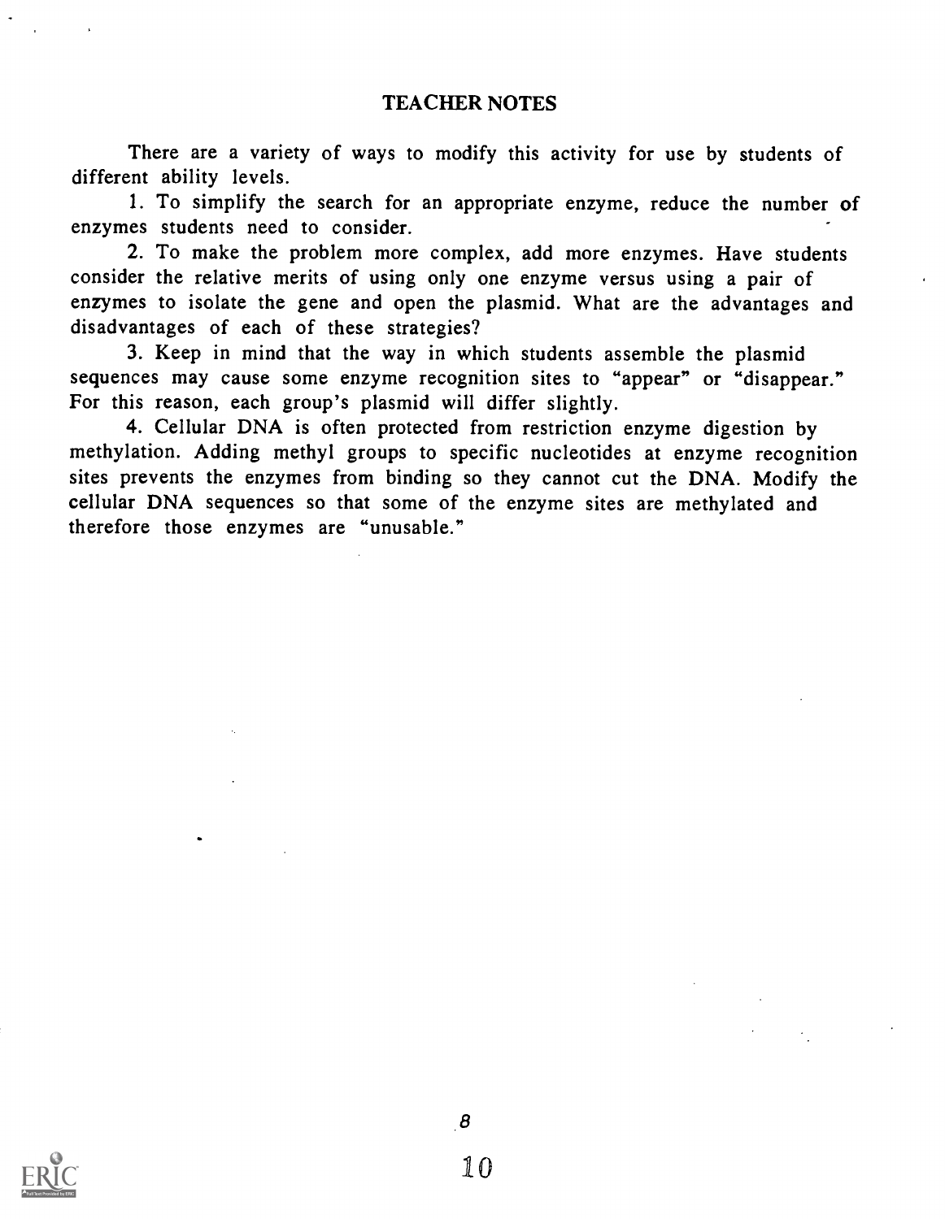## TEACHER NOTES

There are a variety of ways to modify this activity for use by students of different ability levels.

1. To simplify the search for an appropriate enzyme, reduce the number of enzymes students need to consider.

2. To make the problem more complex, add more enzymes. Have students consider the relative merits of using only one enzyme versus using a pair of enzymes to isolate the gene and open the plasmid. What are the advantages and disadvantages of each of these strategies?

3. Keep in mind that the way in which students assemble the plasmid sequences may cause some enzyme recognition sites to "appear" or "disappear." For this reason, each group's plasmid will differ slightly.

4. Cellular DNA is often protected from restriction enzyme digestion by methylation. Adding methyl groups to specific nucleotides at enzyme recognition sites prevents the enzymes from binding so they cannot cut the DNA. Modify the cellular DNA sequences so that some of the enzyme sites are methylated and therefore those enzymes are "unusable."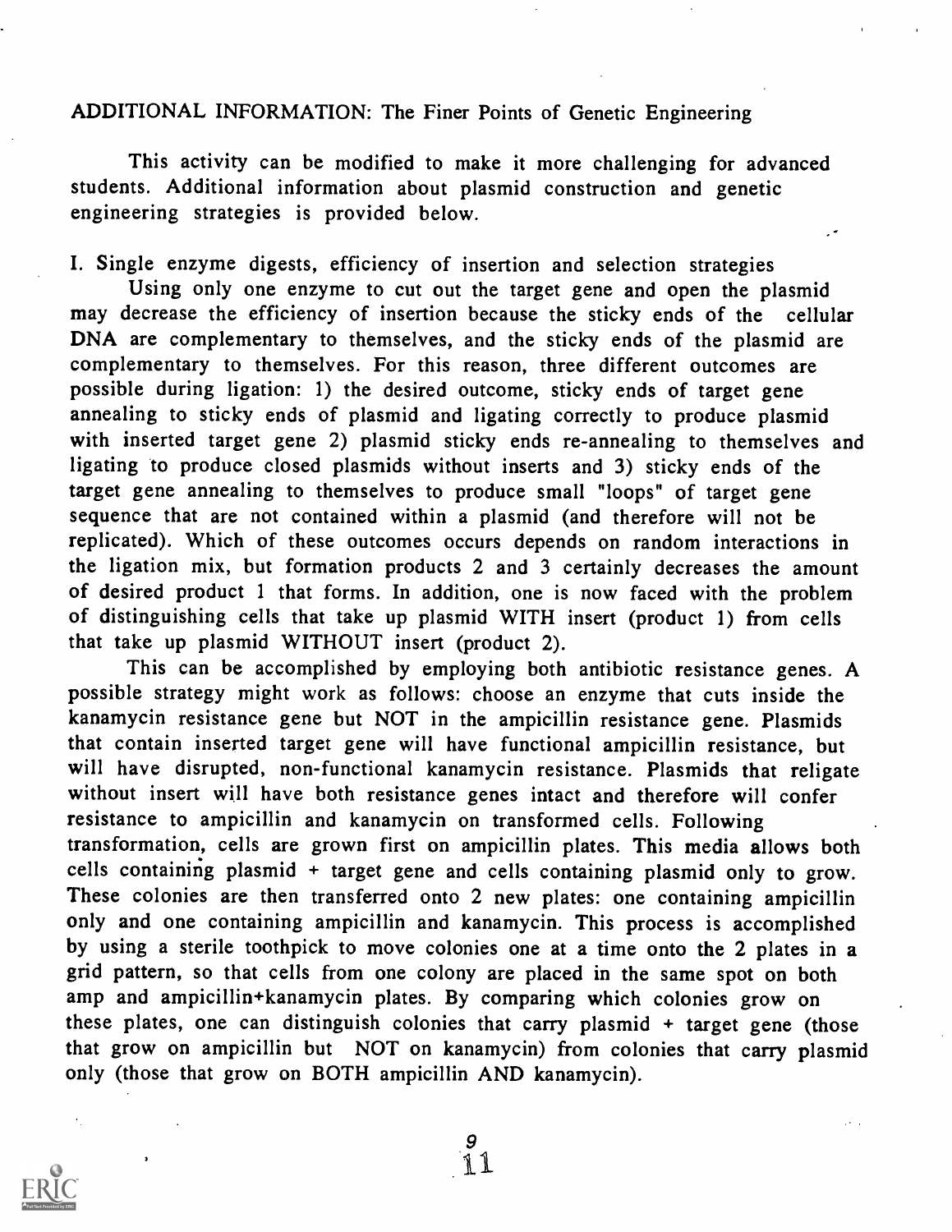ADDITIONAL INFORMATION: The Finer Points of Genetic Engineering

This activity can be modified to make it more challenging for advanced students. Additional information about plasmid construction and genetic engineering strategies is provided below.

I. Single enzyme digests, efficiency of insertion and selection strategies

Using only one enzyme to cut out the target gene and open the plasmid may decrease the efficiency of insertion because the sticky ends of the cellular DNA are complementary to themselves, and the sticky ends of the plasmid are complementary to themselves. For this reason, three different outcomes are possible during ligation: 1) the desired outcome, sticky ends of target gene annealing to sticky ends of plasmid and ligating correctly to produce plasmid with inserted target gene 2) plasmid sticky ends re-annealing to themselves and ligating to produce closed plasmids without inserts and 3) sticky ends of the target gene annealing to themselves to produce small "loops" of target gene sequence that are not contained within a plasmid (and therefore will not be replicated). Which of these outcomes occurs depends on random interactions in the ligation mix, but formation products 2 and 3 certainly decreases the amount of desired product 1 that forms. In addition, one is now faced with the problem of distinguishing cells that take up plasmid WITH insert (product 1) from cells that take up plasmid WITHOUT insert (product 2).

This can be accomplished by employing both antibiotic resistance genes. A possible strategy might work as follows: choose an enzyme that cuts inside the kanamycin resistance gene but NOT in the ampicillin resistance gene. Plasmids that contain inserted target gene will have functional ampicillin resistance, but will have disrupted, non-functional kanamycin resistance. Plasmids that religate without insert will have both resistance genes intact and therefore will confer resistance to ampicillin and kanamycin on transformed cells. Following transformation, cells are grown first on ampicillin plates. This media allows both cells containing plasmid + target gene and cells containing plasmid only to grow. These colonies are then transferred onto 2 new plates: one containing ampicillin only and one containing ampicillin and kanamycin. This process is accomplished by using a sterile toothpick to move colonies one at a time onto the 2 plates in a grid pattern, so that cells from one colony are placed in the same spot on both amp and ampicillin+kanamycin plates. By comparing which colonies grow on these plates, one can distinguish colonies that carry plasmid + target gene (those that grow on ampicillin but NOT on kanamycin) from colonies that carry plasmid only (those that grow on BOTH ampicillin AND kanamycin).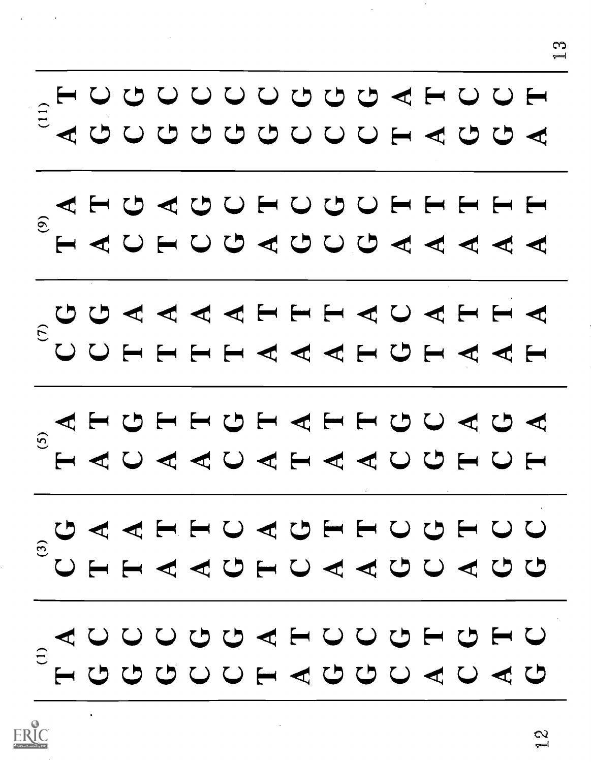(1)

T G G G C C T A G G C A C A G

A C C C G G A T C C G T G T C

(3)

C T T A A G T C A A G C A G G

G A A T T C A G T T C G T C C

(5)

T A C A A C A T A A C G T C T

A T G T T G T A T T G C A G A

(7)

C C T T T T A A A T G T A A T

G G A A A A T T T A C A T T A

(9)

T A C T C G A G C G A A A A A

A T G A G C T C G C T T T T T

(11)

A G C G G G G C C C T A G G A

T C G C C C C G G G A T C C T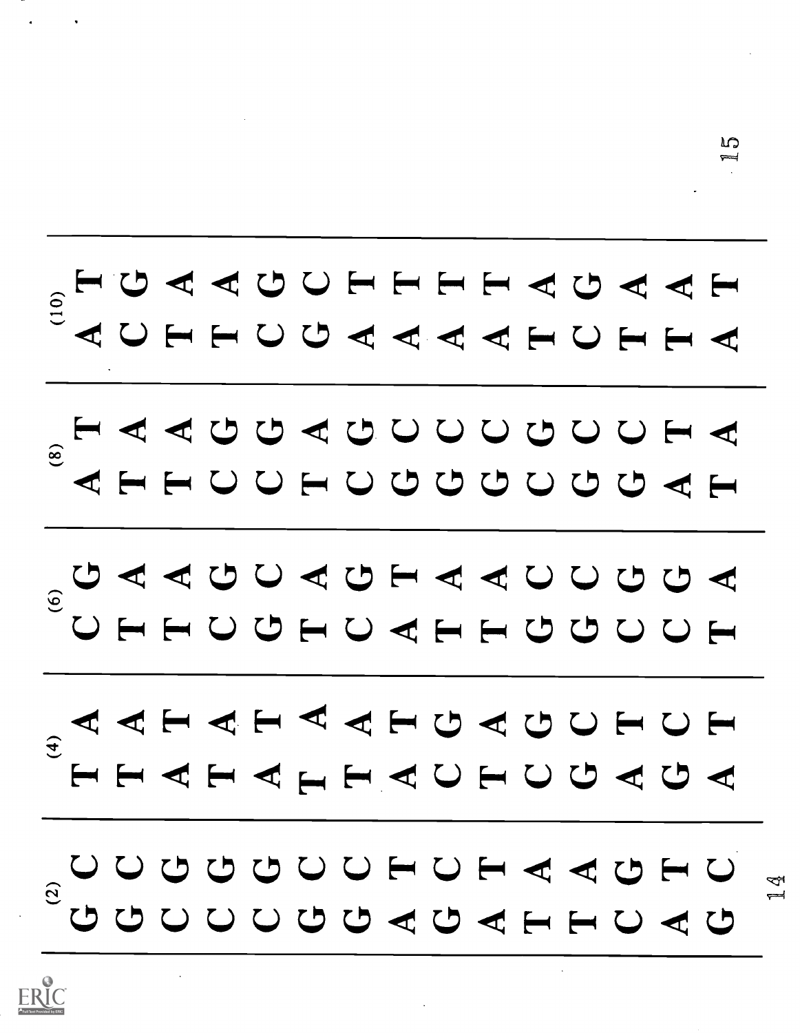(2)

C C G G G C C T C T A A G T C

G G C C C G G A G A T T C A G

(4)

A A T A T A A T G A G C T C T

T T A T A T T A C T C G A G A

(6)

G A A G C A G T A A C C G G A

C T T C G T C A T T G G C C T

(8)

T A A G G A G C C C G C C T A

A T T C C T C G G G C G G A T

(10)

T G A A G C T T T T A G A A T

A C T T C G A A A A T C T T A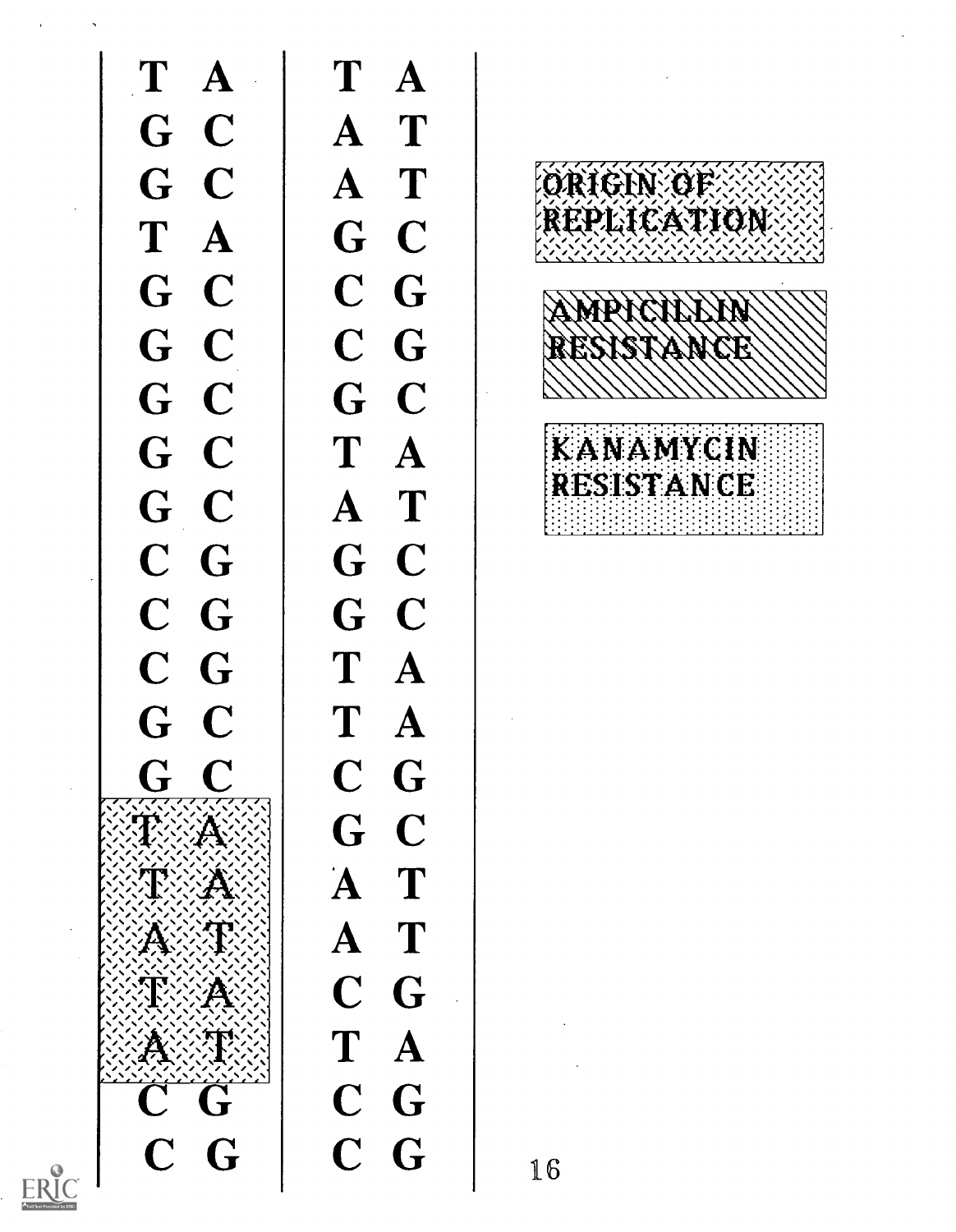| T | A |
|---|---|
| G | C |
| G | C |
| T | A |
| G | C |
| G | C |
| G | C |
| G | C |
| G | C |
| C | G |
| C | G |
| C | G |
| G | C |
| G | C |
| T | A |
| T | A |
| A | T |
| T | A |
| A | T |
| C | G |
| C | G |

| T | A |
|---|---|
| A | T |
| A | T |
| G | C |
| C | G |
| C | G |
| G | C |
| T | A |
| A | T |
| G | C |
| G | C |
| T | A |
| T | A |
| C | G |
| G | C |
| A | T |
| A | T |
| C | G |
| T | A |
| C | G |
| C | G |

ORIGIN OF REPLICATION

AMPICILLIN RESISTANCE

KANAMYCIN RESISTANCE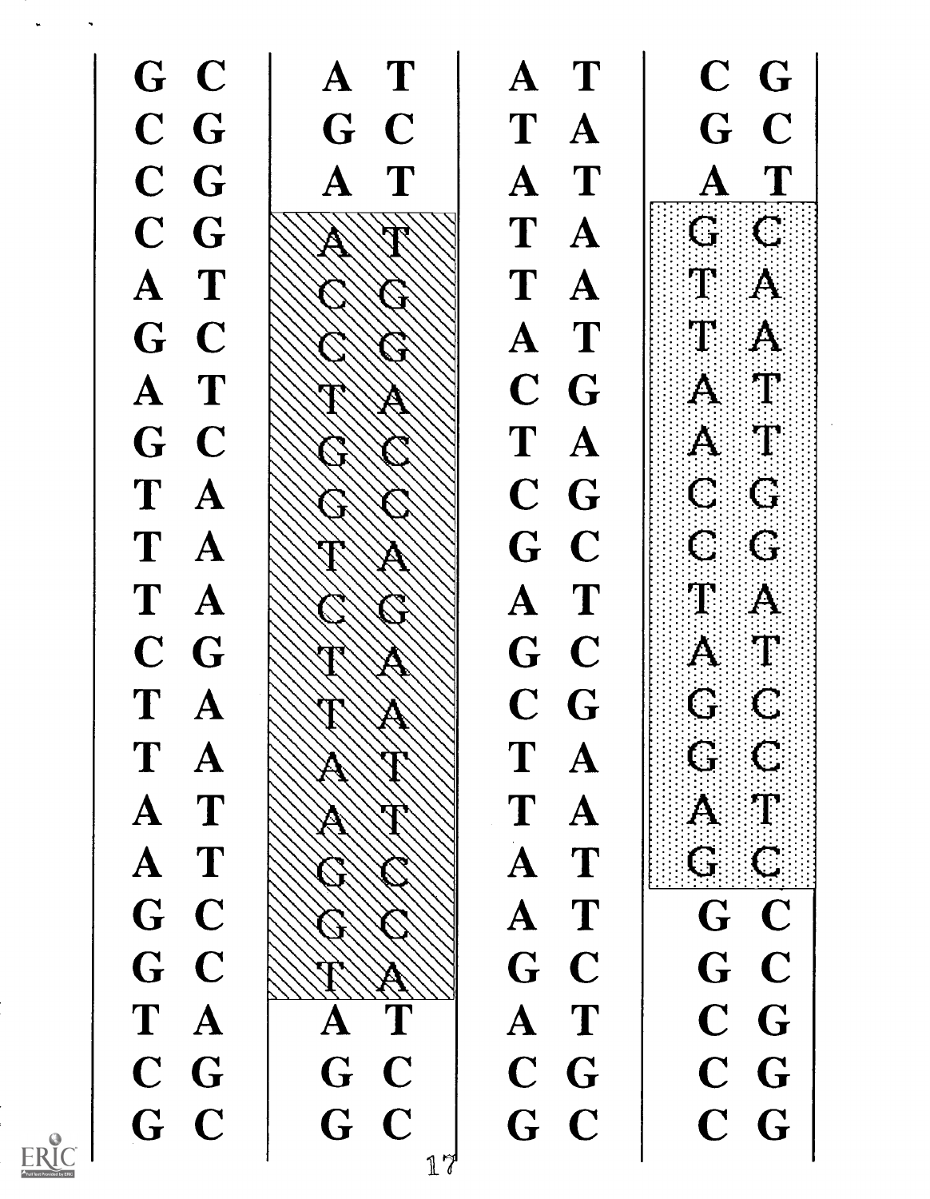| G C | A T | A T | C G |
|---|---|---|---|
| C G | G C | T A | G C |
| C G | A T | A T | A T |
| C G | A T | T A | G C |
| A T | C G | T A | T A |
| G C | C G | A T | T A |
| A T | T A | C G | A T |
| G C | G C | T A | A T |
| T A | G C | C G | C G |
| T A | T A | G C | C G |
| T A | C G | A T | T A |
| C G | T A | G C | A T |
| T A | T A | C G | G C |
| T A | A T | T A | G C |
| A T | A T | T A | A T |
| A T | G C | A T | G C |
| G C | G C | A T | G C |
| G C | T A | G C | G C |
| T A | A T | A T | C G |
| C G | G C | C G | C G |
| G C | G C | G C | C G |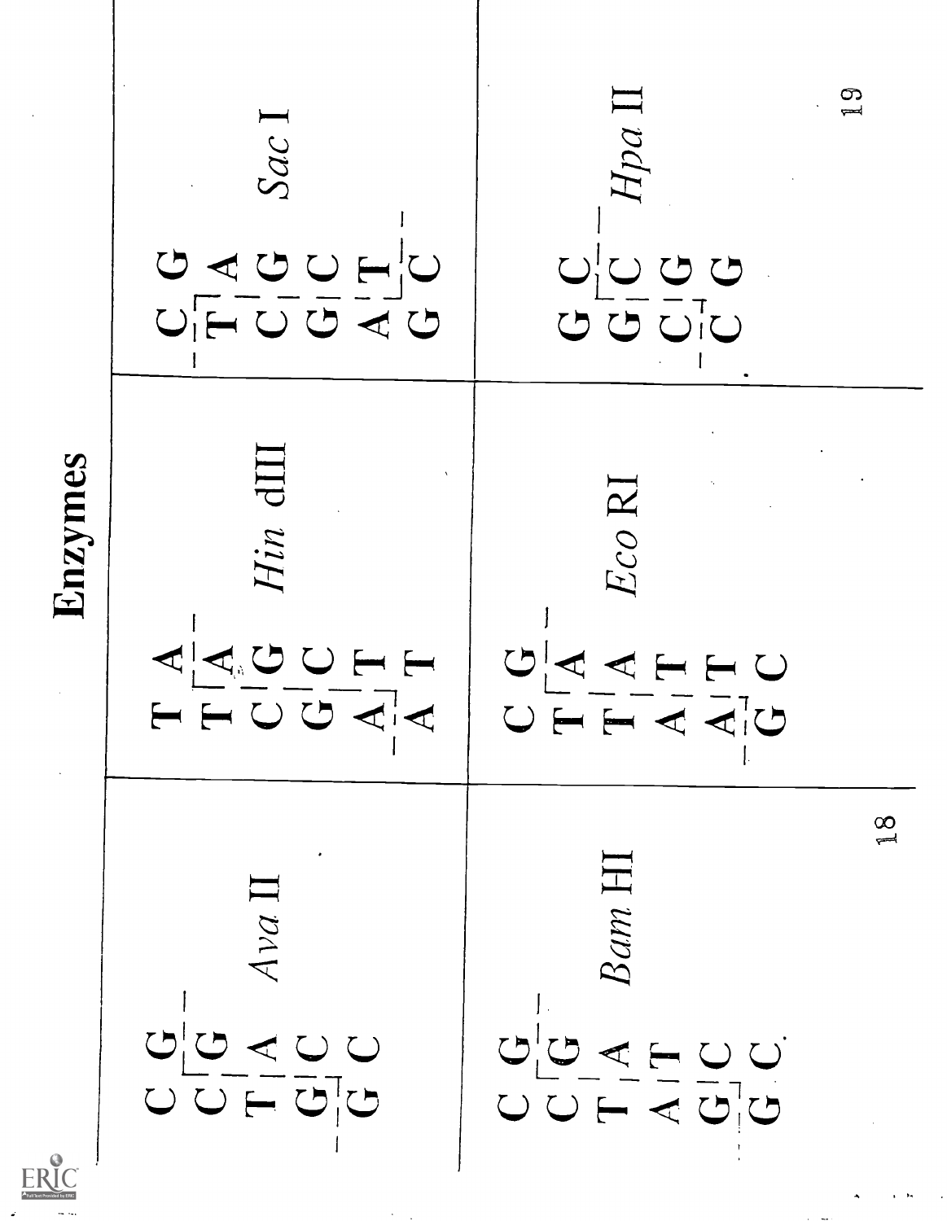# Enzymes

| Enzyme | Top strand | Bottom strand |
|---|---|---|
| *Bam* HI | G G A T C C | C C T A G G |
| *Ava* II | G G T C C | C C A G G |
| *Eco* RI | G A A T T C | C T T A A G |
| *Hin* dIII | A A G C T T | T T C G A A |
| *Hpa* II | C C G G | G G C C |
| *Sac* I | G A G C T C | C T C G A G |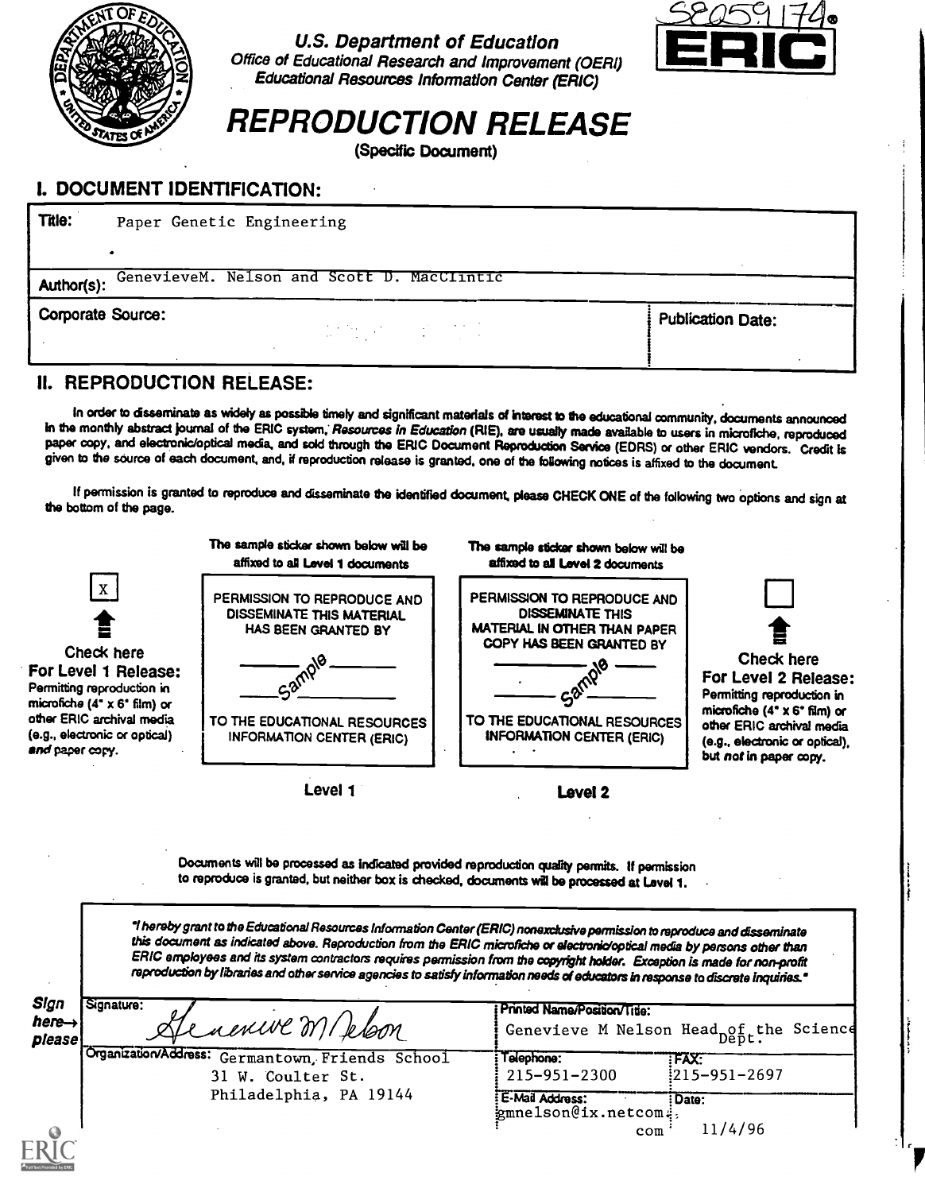U.S. Department of Education
Office of Educational Research and Improvement (OERI)
Educational Resources Information Center (ERIC)

SE059174

# REPRODUCTION RELEASE

(Specific Document)

## I. DOCUMENT IDENTIFICATION:

Title: Paper Genetic Engineering

Author(s): GenevieveM. Nelson and Scott D. MacClintic

Corporate Source:

Publication Date:

## II. REPRODUCTION RELEASE:

In order to disseminate as widely as possible timely and significant materials of interest to the educational community, documents announced in the monthly abstract journal of the ERIC system, *Resources in Education* (RIE), are usually made available to users in microfiche, reproduced paper copy, and electronic/optical media, and sold through the ERIC Document Reproduction Service (EDRS) or other ERIC vendors. Credit is given to the source of each document, and, if reproduction release is granted, one of the following notices is affixed to the document.

If permission is granted to reproduce and disseminate the identified document, please CHECK ONE of the following two options and sign at the bottom of the page.

[X] Check here **For Level 1 Release:** Permitting reproduction in microfiche (4" x 6" film) or other ERIC archival media (e.g., electronic or optical) *and* paper copy.

The sample sticker shown below will be affixed to all Level 1 documents

PERMISSION TO REPRODUCE AND DISSEMINATE THIS MATERIAL HAS BEEN GRANTED BY

Sample

TO THE EDUCATIONAL RESOURCES INFORMATION CENTER (ERIC)

Level 1

The sample sticker shown below will be affixed to all Level 2 documents

PERMISSION TO REPRODUCE AND DISSEMINATE THIS MATERIAL IN OTHER THAN PAPER COPY HAS BEEN GRANTED BY

Sample

TO THE EDUCATIONAL RESOURCES INFORMATION CENTER (ERIC)

Level 2

[ ] Check here **For Level 2 Release:** Permitting reproduction in microfiche (4" x 6" film) or other ERIC archival media (e.g., electronic or optical), but *not* in paper copy.

Documents will be processed as indicated provided reproduction quality permits. If permission to reproduce is granted, but neither box is checked, documents will be processed at Level 1.

*"I hereby grant to the Educational Resources Information Center (ERIC) nonexclusive permission to reproduce and disseminate this document as indicated above. Reproduction from the ERIC microfiche or electronic/optical media by persons other than ERIC employees and its system contractors requires permission from the copyright holder. Exception is made for non-profit reproduction by libraries and other service agencies to satisfy information needs of educators in response to discrete inquiries."*

**Sign here→ please**

Signature: Genevieve M Nelson

Printed Name/Position/Title: Genevieve M Nelson Head of the Science Dept.

Organization/Address: Germantown Friends School, 31 W. Coulter St., Philadelphia, PA 19144

Telephone: 215-951-2300

FAX: 215-951-2697

E-Mail Address: gmnelson@ix.netcom.com

Date: 11/4/96